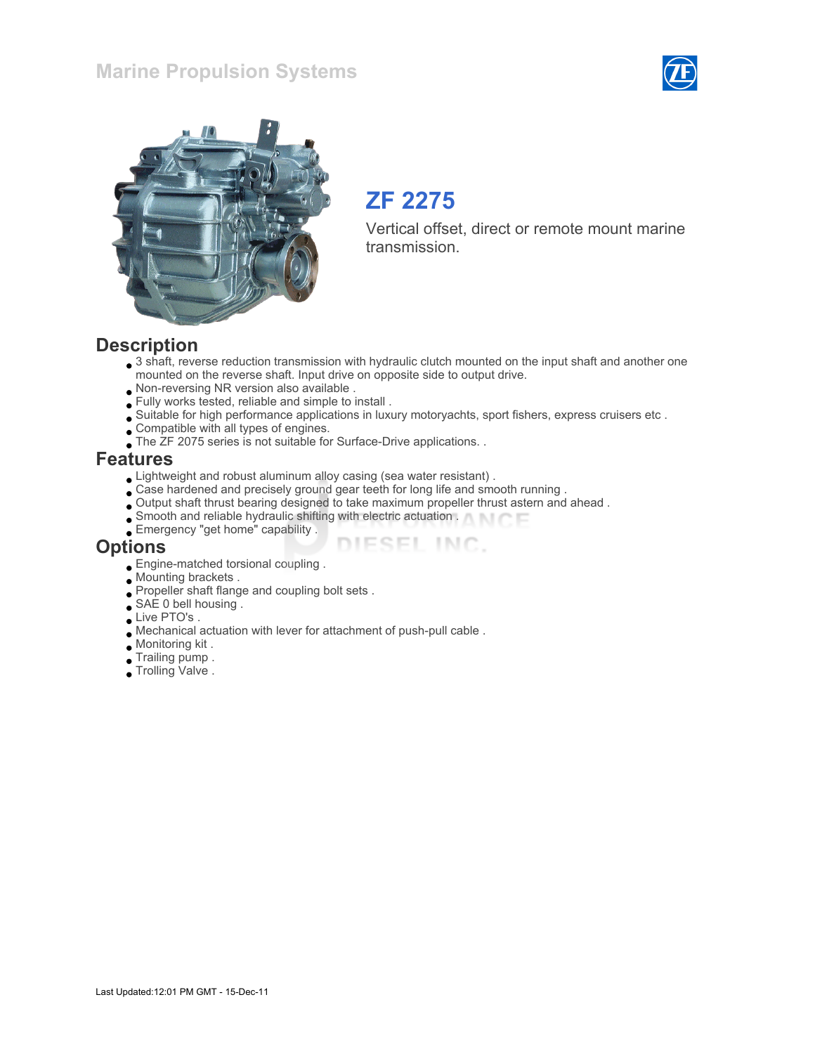# Marine Propulsion Systems

## ZF 2275

Vertical offset, direct or remote mount marine transmission.

## Description

- 3 shaft, reverse reduction transmission with hydraulic clutch mounted on the input shaft and another one mounted on the reverse shaft. Input drive on opposite side to output drive.
- Non-reversing NR version also available .
- Fully works tested, reliable and simple to install .
- Suitable for high performance applications in luxury motoryachts, sport fishers, express cruisers etc .
- Compatible with all types of engines.
- The ZF 2075 series is not suitable for Surface-Drive applications. .

## Features

- Lightweight and robust aluminum alloy casing (sea water resistant) .
- Case hardened and precisely ground gear teeth for long life and smooth running .
- Output shaft thrust bearing designed to take maximum propeller thrust astern and ahead .
- Smooth and reliable hydraulic shifting with electric actuation .
- Emergency "get home" capability .

## Options

- Engine-matched torsional coupling .
- Mounting brackets .
- Propeller shaft flange and coupling bolt sets .
- SAE 0 bell housing .
- Live PTO's .
- Mechanical actuation with lever for attachment of push-pull cable .
- Monitoring kit .
- Trailing pump .
- Trolling Valve .

Last Updated:12:01 PM GMT - 15-Dec-11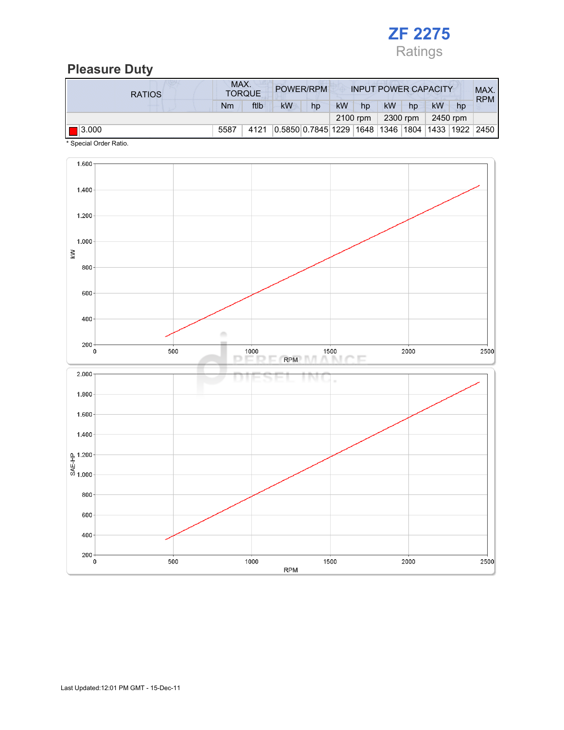# ZF 2275

Ratings

## Pleasure Duty

| RATIOS | MAX. TORQUE | | POWER/RPM | | INPUT POWER CAPACITY | | | | | | MAX. RPM |
|---|---|---|---|---|---|---|---|---|---|---|---|
| | Nm | ftlb | kW | hp | kW | hp | kW | hp | kW | hp | |
| | | | | | 2100 rpm | | 2300 rpm | | 2450 rpm | | |
| 3.000 | 5587 | 4121 | 0.5850 | 0.7845 | 1229 | 1648 | 1346 | 1804 | 1433 | 1922 | 2450 |

* Special Order Ratio.

Last Updated:12:01 PM GMT - 15-Dec-11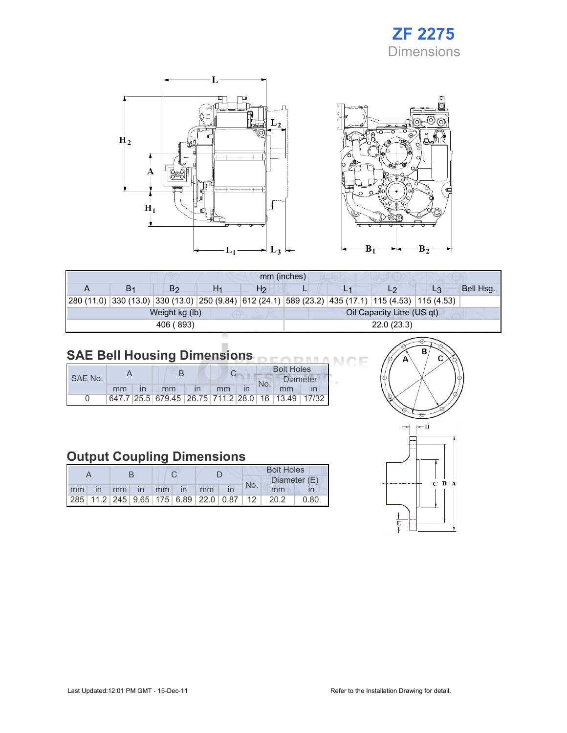# ZF 2275

## Dimensions

| mm (inches) | | | | | | | | | |
|---|---|---|---|---|---|---|---|---|---|
| A | $B_1$ | $B_2$ | $H_1$ | $H_2$ | L | $L_1$ | $L_2$ | $L_3$ | Bell Hsg. |
| 280 (11.0) | 330 (13.0) | 330 (13.0) | 250 (9.84) | 612 (24.1) | 589 (23.2) | 435 (17.1) | 115 (4.53) | 115 (4.53) | |

| Weight kg (lb) | Oil Capacity Litre (US qt) |
|---|---|
| 406 ( 893) | 22.0 (23.3) |

## SAE Bell Housing Dimensions

| SAE No. | A | | B | | C | | Bolt Holes | | |
|---|---|---|---|---|---|---|---|---|---|
| | | | | | | | No. | Diameter | |
| | mm | in | mm | in | mm | in | | mm | in |
| 0 | 647.7 | 25.5 | 679.45 | 26.75 | 711.2 | 28.0 | 16 | 13.49 | 17/32 |

## Output Coupling Dimensions

| A | | B | | C | | D | | Bolt Holes | | |
|---|---|---|---|---|---|---|---|---|---|---|
| | | | | | | | | No. | Diameter (E) | |
| mm | in | mm | in | mm | in | mm | in | | mm | in |
| 285 | 11.2 | 245 | 9.65 | 175 | 6.89 | 22.0 | 0.87 | 12 | 20.2 | 0.80 |

Last Updated:12:01 PM GMT - 15-Dec-11

Refer to the Installation Drawing for detail.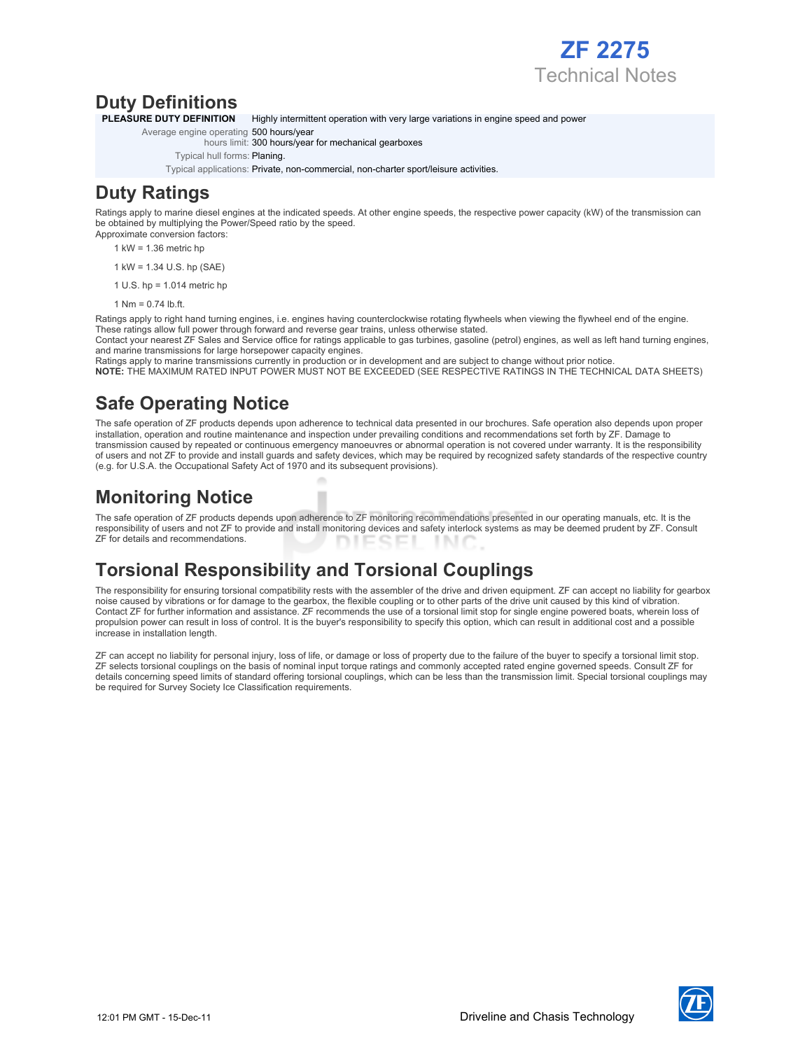# ZF 2275

## Technical Notes

## Duty Definitions

| | |
|---|---|
| **PLEASURE DUTY DEFINITION** | Highly intermittent operation with very large variations in engine speed and power |
| Average engine operating hours limit: | 500 hours/year<br>300 hours/year for mechanical gearboxes |
| Typical hull forms: | Planing. |
| Typical applications: | Private, non-commercial, non-charter sport/leisure activities. |

## Duty Ratings

Ratings apply to marine diesel engines at the indicated speeds. At other engine speeds, the respective power capacity (kW) of the transmission can be obtained by multiplying the Power/Speed ratio by the speed.
Approximate conversion factors:

1 kW = 1.36 metric hp

1 kW = 1.34 U.S. hp (SAE)

1 U.S. hp = 1.014 metric hp

1 Nm = 0.74 lb.ft.

Ratings apply to right hand turning engines, i.e. engines having counterclockwise rotating flywheels when viewing the flywheel end of the engine. These ratings allow full power through forward and reverse gear trains, unless otherwise stated.
Contact your nearest ZF Sales and Service office for ratings applicable to gas turbines, gasoline (petrol) engines, as well as left hand turning engines, and marine transmissions for large horsepower capacity engines.
Ratings apply to marine transmissions currently in production or in development and are subject to change without prior notice.
**NOTE:** THE MAXIMUM RATED INPUT POWER MUST NOT BE EXCEEDED (SEE RESPECTIVE RATINGS IN THE TECHNICAL DATA SHEETS)

## Safe Operating Notice

The safe operation of ZF products depends upon adherence to technical data presented in our brochures. Safe operation also depends upon proper installation, operation and routine maintenance and inspection under prevailing conditions and recommendations set forth by ZF. Damage to transmission caused by repeated or continuous emergency manoeuvres or abnormal operation is not covered under warranty. It is the responsibility of users and not ZF to provide and install guards and safety devices, which may be required by recognized safety standards of the respective country (e.g. for U.S.A. the Occupational Safety Act of 1970 and its subsequent provisions).

## Monitoring Notice

The safe operation of ZF products depends upon adherence to ZF monitoring recommendations presented in our operating manuals, etc. It is the responsibility of users and not ZF to provide and install monitoring devices and safety interlock systems as may be deemed prudent by ZF. Consult ZF for details and recommendations.

## Torsional Responsibility and Torsional Couplings

The responsibility for ensuring torsional compatibility rests with the assembler of the drive and driven equipment. ZF can accept no liability for gearbox noise caused by vibrations or for damage to the gearbox, the flexible coupling or to other parts of the drive unit caused by this kind of vibration. Contact ZF for further information and assistance. ZF recommends the use of a torsional limit stop for single engine powered boats, wherein loss of propulsion power can result in loss of control. It is the buyer's responsibility to specify this option, which can result in additional cost and a possible increase in installation length.

ZF can accept no liability for personal injury, loss of life, or damage or loss of property due to the failure of the buyer to specify a torsional limit stop. ZF selects torsional couplings on the basis of nominal input torque ratings and commonly accepted rated engine governed speeds. Consult ZF for details concerning speed limits of standard offering torsional couplings, which can be less than the transmission limit. Special torsional couplings may be required for Survey Society Ice Classification requirements.

12:01 PM GMT - 15-Dec-11

Driveline and Chasis Technology